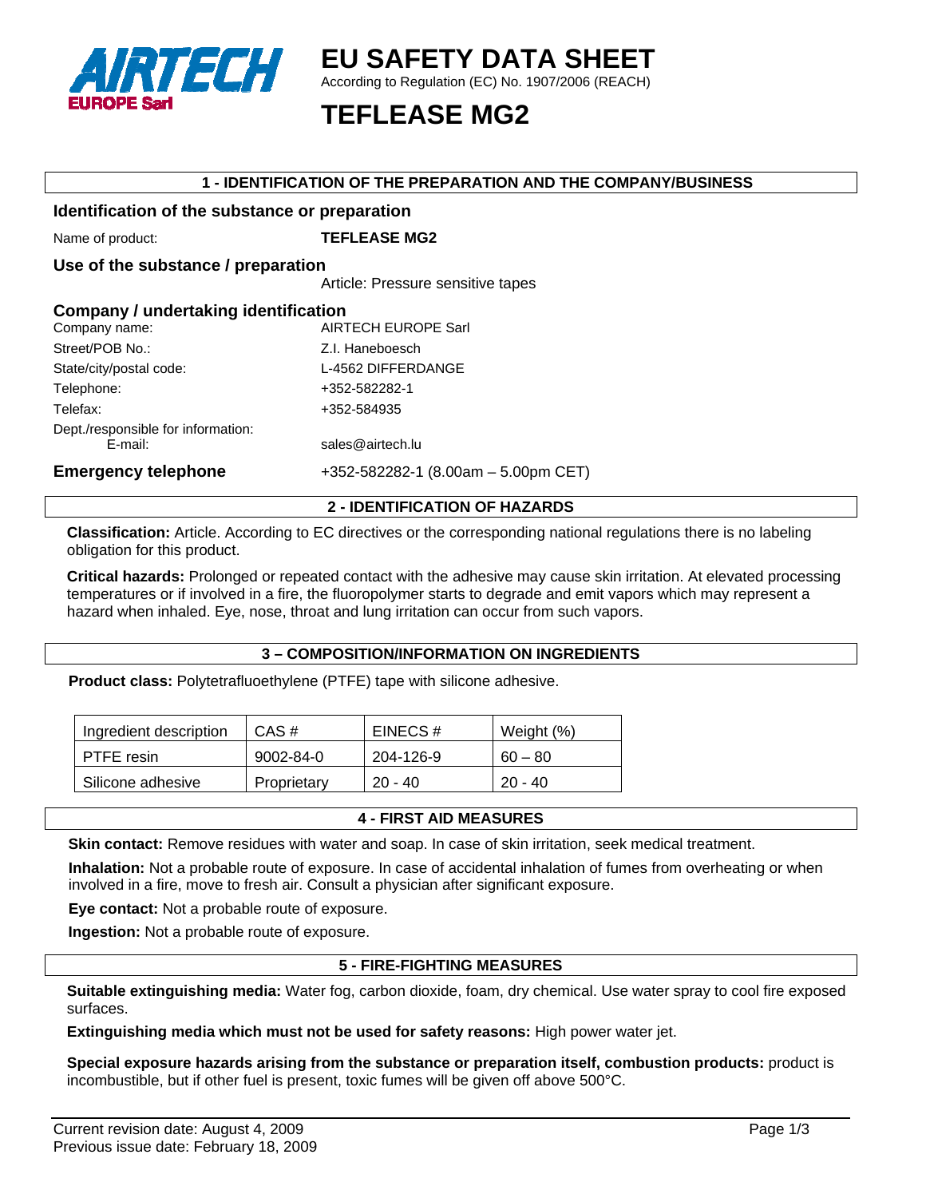# EU SAFETY DATA SHEET

According to Regulation (EC) No. 1907/2006 (REACH)

# TEFLEASE MG2

## 1 - IDENTIFICATION OF THE PREPARATION AND THE COMPANY/BUSINESS

### Identification of the substance or preparation

Name of product: **TEFLEASE MG2**

### Use of the substance / preparation

Article: Pressure sensitive tapes

### Company / undertaking identification

Company name: AIRTECH EUROPE Sarl

Street/POB No.: Z.I. Haneboesch

State/city/postal code: L-4562 DIFFERDANGE

Telephone: +352-582282-1

Telefax: +352-584935

Dept./responsible for information:
E-mail: sales@airtech.lu

**Emergency telephone** +352-582282-1 (8.00am – 5.00pm CET)

## 2 - IDENTIFICATION OF HAZARDS

**Classification:** Article. According to EC directives or the corresponding national regulations there is no labeling obligation for this product.

**Critical hazards:** Prolonged or repeated contact with the adhesive may cause skin irritation. At elevated processing temperatures or if involved in a fire, the fluoropolymer starts to degrade and emit vapors which may represent a hazard when inhaled. Eye, nose, throat and lung irritation can occur from such vapors.

## 3 – COMPOSITION/INFORMATION ON INGREDIENTS

**Product class:** Polytetrafluoethylene (PTFE) tape with silicone adhesive.

| Ingredient description | CAS # | EINECS # | Weight (%) |
| --- | --- | --- | --- |
| PTFE resin | 9002-84-0 | 204-126-9 | 60 – 80 |
| Silicone adhesive | Proprietary | 20 - 40 | 20 - 40 |

## 4 - FIRST AID MEASURES

**Skin contact:** Remove residues with water and soap. In case of skin irritation, seek medical treatment.

**Inhalation:** Not a probable route of exposure. In case of accidental inhalation of fumes from overheating or when involved in a fire, move to fresh air. Consult a physician after significant exposure.

**Eye contact:** Not a probable route of exposure.

**Ingestion:** Not a probable route of exposure.

## 5 - FIRE-FIGHTING MEASURES

**Suitable extinguishing media:** Water fog, carbon dioxide, foam, dry chemical. Use water spray to cool fire exposed surfaces.

**Extinguishing media which must not be used for safety reasons:** High power water jet.

**Special exposure hazards arising from the substance or preparation itself, combustion products:** product is incombustible, but if other fuel is present, toxic fumes will be given off above 500°C.

Current revision date: August 4, 2009
Previous issue date: February 18, 2009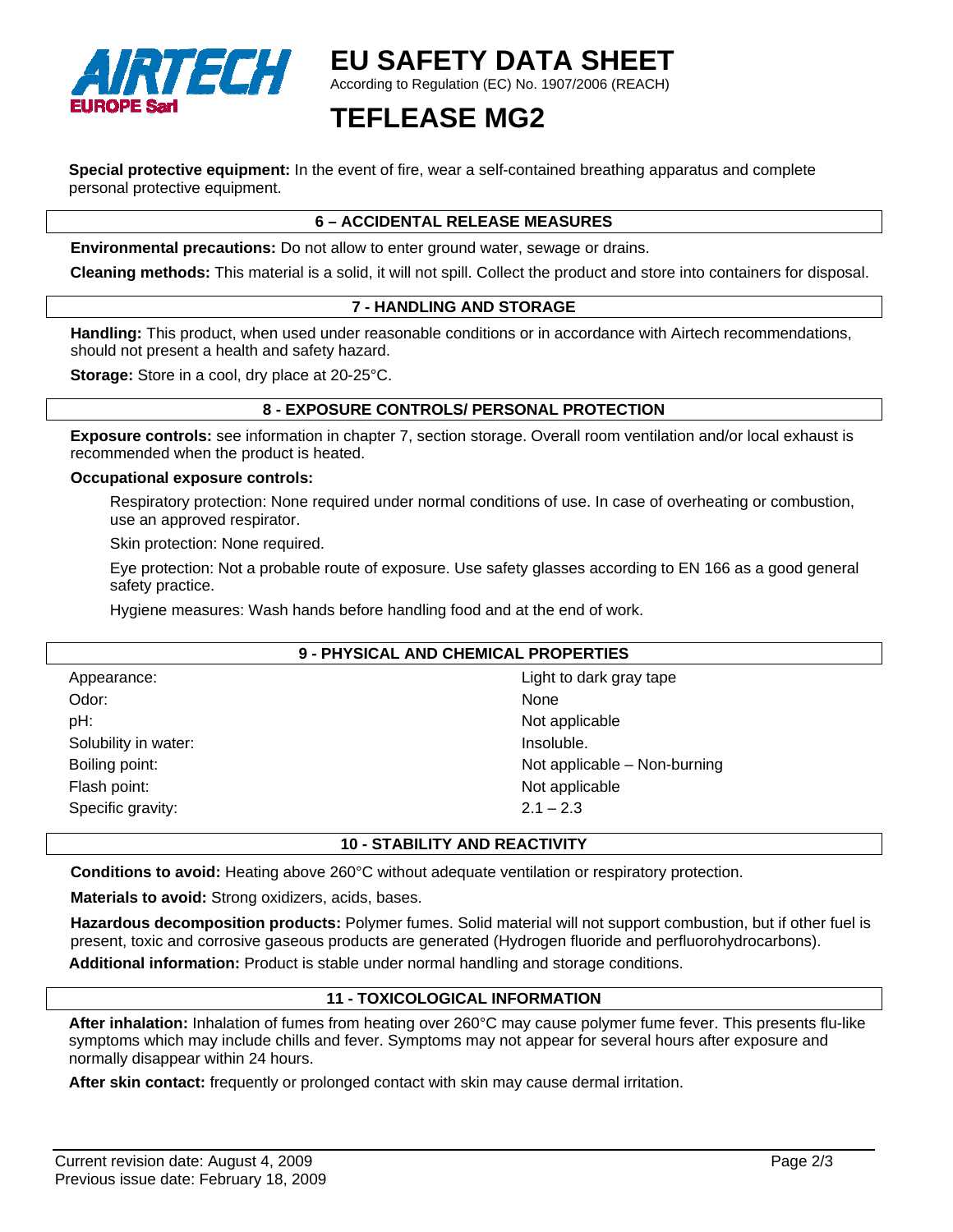**Special protective equipment:** In the event of fire, wear a self-contained breathing apparatus and complete personal protective equipment.

## 6 – ACCIDENTAL RELEASE MEASURES

**Environmental precautions:** Do not allow to enter ground water, sewage or drains.

**Cleaning methods:** This material is a solid, it will not spill. Collect the product and store into containers for disposal.

## 7 - HANDLING AND STORAGE

**Handling:** This product, when used under reasonable conditions or in accordance with Airtech recommendations, should not present a health and safety hazard.

**Storage:** Store in a cool, dry place at 20-25°C.

## 8 - EXPOSURE CONTROLS/ PERSONAL PROTECTION

**Exposure controls:** see information in chapter 7, section storage. Overall room ventilation and/or local exhaust is recommended when the product is heated.

**Occupational exposure controls:**

Respiratory protection: None required under normal conditions of use. In case of overheating or combustion, use an approved respirator.

Skin protection: None required.

Eye protection: Not a probable route of exposure. Use safety glasses according to EN 166 as a good general safety practice.

Hygiene measures: Wash hands before handling food and at the end of work.

## 9 - PHYSICAL AND CHEMICAL PROPERTIES

| | |
|---|---|
| Appearance: | Light to dark gray tape |
| Odor: | None |
| pH: | Not applicable |
| Solubility in water: | Insoluble. |
| Boiling point: | Not applicable – Non-burning |
| Flash point: | Not applicable |
| Specific gravity: | 2.1 – 2.3 |

## 10 - STABILITY AND REACTIVITY

**Conditions to avoid:** Heating above 260°C without adequate ventilation or respiratory protection.

**Materials to avoid:** Strong oxidizers, acids, bases.

**Hazardous decomposition products:** Polymer fumes. Solid material will not support combustion, but if other fuel is present, toxic and corrosive gaseous products are generated (Hydrogen fluoride and perfluorohydrocarbons).

**Additional information:** Product is stable under normal handling and storage conditions.

## 11 - TOXICOLOGICAL INFORMATION

**After inhalation:** Inhalation of fumes from heating over 260°C may cause polymer fume fever. This presents flu-like symptoms which may include chills and fever. Symptoms may not appear for several hours after exposure and normally disappear within 24 hours.

**After skin contact:** frequently or prolonged contact with skin may cause dermal irritation.

Current revision date: August 4, 2009
Previous issue date: February 18, 2009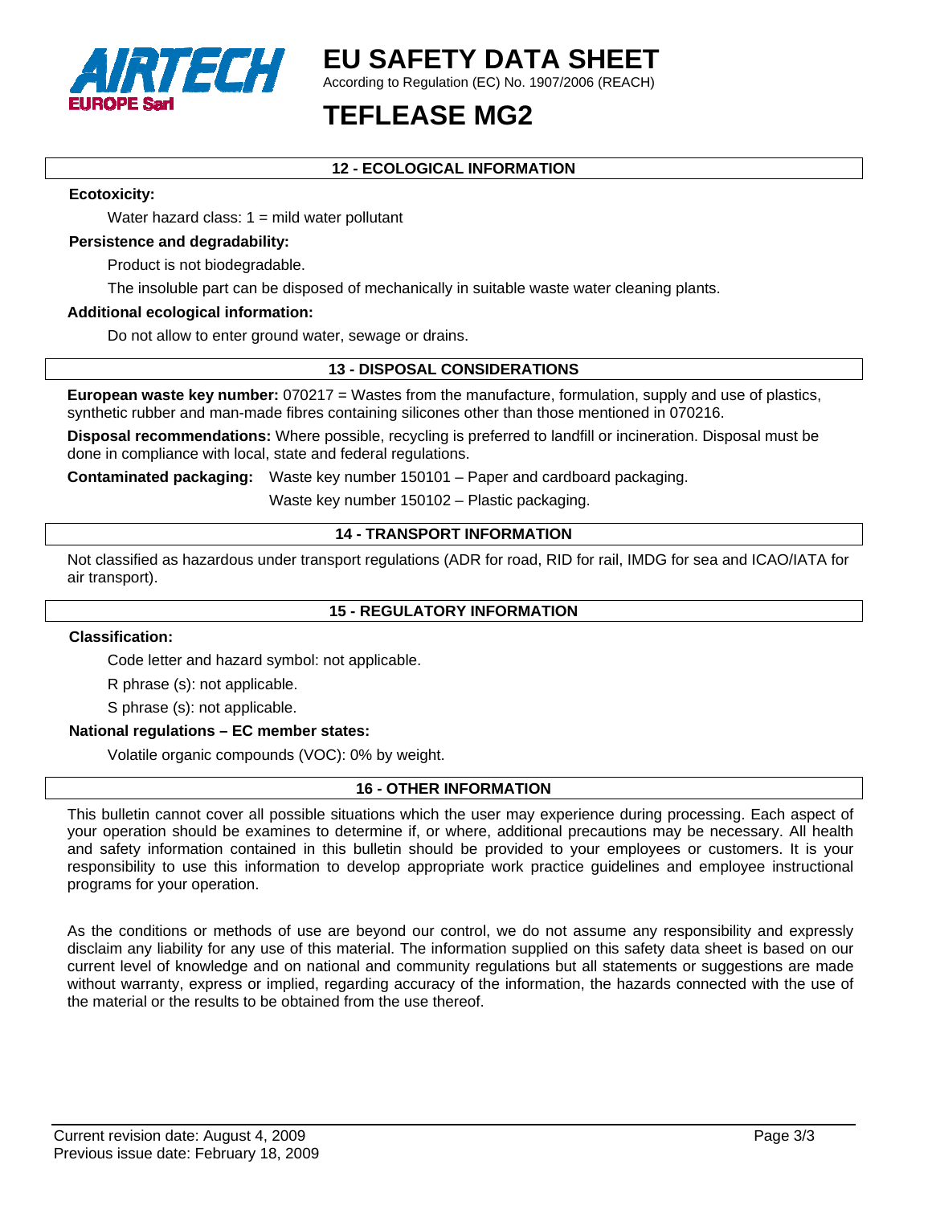# EU SAFETY DATA SHEET

According to Regulation (EC) No. 1907/2006 (REACH)

# TEFLEASE MG2

## 12 - ECOLOGICAL INFORMATION

**Ecotoxicity:**

Water hazard class: 1 = mild water pollutant

**Persistence and degradability:**

Product is not biodegradable.

The insoluble part can be disposed of mechanically in suitable waste water cleaning plants.

**Additional ecological information:**

Do not allow to enter ground water, sewage or drains.

## 13 - DISPOSAL CONSIDERATIONS

**European waste key number:** 070217 = Wastes from the manufacture, formulation, supply and use of plastics, synthetic rubber and man-made fibres containing silicones other than those mentioned in 070216.

**Disposal recommendations:** Where possible, recycling is preferred to landfill or incineration. Disposal must be done in compliance with local, state and federal regulations.

**Contaminated packaging:** Waste key number 150101 – Paper and cardboard packaging.

Waste key number 150102 – Plastic packaging.

## 14 - TRANSPORT INFORMATION

Not classified as hazardous under transport regulations (ADR for road, RID for rail, IMDG for sea and ICAO/IATA for air transport).

## 15 - REGULATORY INFORMATION

**Classification:**

Code letter and hazard symbol: not applicable.

R phrase (s): not applicable.

S phrase (s): not applicable.

**National regulations – EC member states:**

Volatile organic compounds (VOC): 0% by weight.

## 16 - OTHER INFORMATION

This bulletin cannot cover all possible situations which the user may experience during processing. Each aspect of your operation should be examines to determine if, or where, additional precautions may be necessary. All health and safety information contained in this bulletin should be provided to your employees or customers. It is your responsibility to use this information to develop appropriate work practice guidelines and employee instructional programs for your operation.

As the conditions or methods of use are beyond our control, we do not assume any responsibility and expressly disclaim any liability for any use of this material. The information supplied on this safety data sheet is based on our current level of knowledge and on national and community regulations but all statements or suggestions are made without warranty, express or implied, regarding accuracy of the information, the hazards connected with the use of the material or the results to be obtained from the use thereof.

Current revision date: August 4, 2009
Previous issue date: February 18, 2009